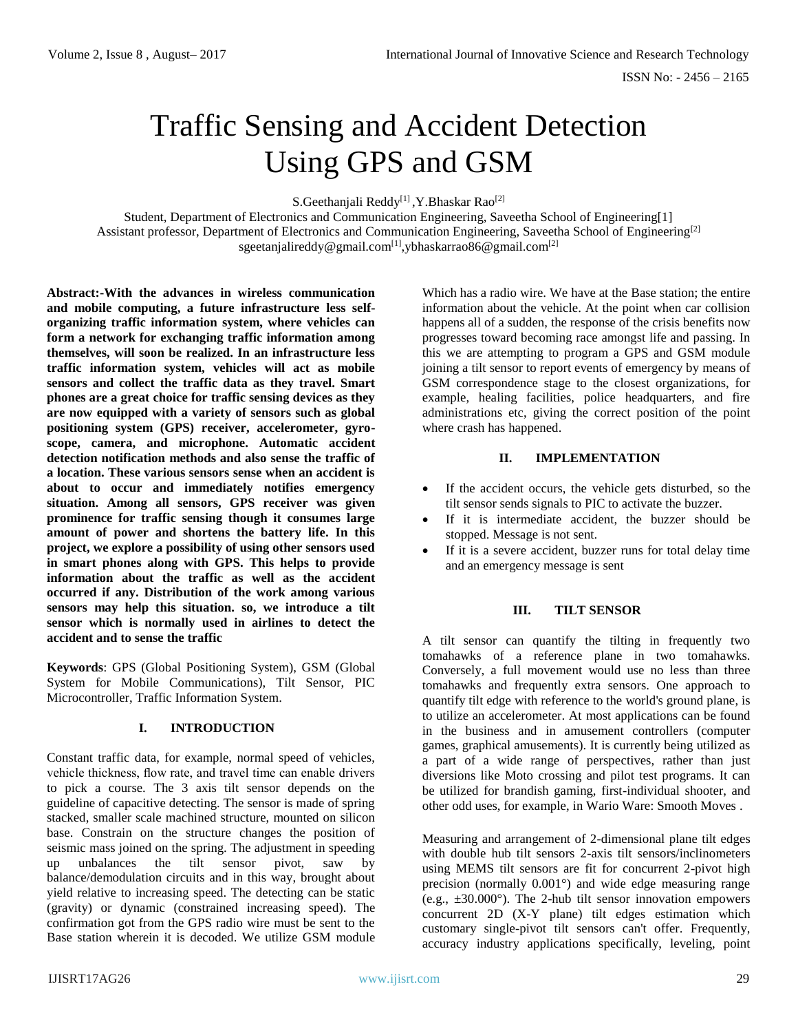# Traffic Sensing and Accident Detection Using GPS and GSM

S.Geethanjali Reddy[1] ,Y.Bhaskar Rao[2]

Student, Department of Electronics and Communication Engineering, Saveetha School of Engineering[1]
Assistant professor, Department of Electronics and Communication Engineering, Saveetha School of Engineering[2]
sgeetanjalireddy@gmail.com[1],ybhaskarrao86@gmail.com[2]

**Abstract:-With the advances in wireless communication and mobile computing, a future infrastructure less self-organizing traffic information system, where vehicles can form a network for exchanging traffic information among themselves, will soon be realized. In an infrastructure less traffic information system, vehicles will act as mobile sensors and collect the traffic data as they travel. Smart phones are a great choice for traffic sensing devices as they are now equipped with a variety of sensors such as global positioning system (GPS) receiver, accelerometer, gyro-scope, camera, and microphone. Automatic accident detection notification methods and also sense the traffic of a location. These various sensors sense when an accident is about to occur and immediately notifies emergency situation. Among all sensors, GPS receiver was given prominence for traffic sensing though it consumes large amount of power and shortens the battery life. In this project, we explore a possibility of using other sensors used in smart phones along with GPS. This helps to provide information about the traffic as well as the accident occurred if any. Distribution of the work among various sensors may help this situation. so, we introduce a tilt sensor which is normally used in airlines to detect the accident and to sense the traffic**

**Keywords**: GPS (Global Positioning System), GSM (Global System for Mobile Communications), Tilt Sensor, PIC Microcontroller, Traffic Information System.

## I. INTRODUCTION

Constant traffic data, for example, normal speed of vehicles, vehicle thickness, flow rate, and travel time can enable drivers to pick a course. The 3 axis tilt sensor depends on the guideline of capacitive detecting. The sensor is made of spring stacked, smaller scale machined structure, mounted on silicon base. Constrain on the structure changes the position of seismic mass joined on the spring. The adjustment in speeding up unbalances the tilt sensor pivot, saw by balance/demodulation circuits and in this way, brought about yield relative to increasing speed. The detecting can be static (gravity) or dynamic (constrained increasing speed). The confirmation got from the GPS radio wire must be sent to the Base station wherein it is decoded. We utilize GSM module Which has a radio wire. We have at the Base station; the entire information about the vehicle. At the point when car collision happens all of a sudden, the response of the crisis benefits now progresses toward becoming race amongst life and passing. In this we are attempting to program a GPS and GSM module joining a tilt sensor to report events of emergency by means of GSM correspondence stage to the closest organizations, for example, healing facilities, police headquarters, and fire administrations etc, giving the correct position of the point where crash has happened.

## II. IMPLEMENTATION

- If the accident occurs, the vehicle gets disturbed, so the tilt sensor sends signals to PIC to activate the buzzer.
- If it is intermediate accident, the buzzer should be stopped. Message is not sent.
- If it is a severe accident, buzzer runs for total delay time and an emergency message is sent

## III. TILT SENSOR

A tilt sensor can quantify the tilting in frequently two tomahawks of a reference plane in two tomahawks. Conversely, a full movement would use no less than three tomahawks and frequently extra sensors. One approach to quantify tilt edge with reference to the world's ground plane, is to utilize an accelerometer. At most applications can be found in the business and in amusement controllers (computer games, graphical amusements). It is currently being utilized as a part of a wide range of perspectives, rather than just diversions like Moto crossing and pilot test programs. It can be utilized for brandish gaming, first-individual shooter, and other odd uses, for example, in Wario Ware: Smooth Moves .

Measuring and arrangement of 2-dimensional plane tilt edges with double hub tilt sensors 2-axis tilt sensors/inclinometers using MEMS tilt sensors are fit for concurrent 2-pivot high precision (normally 0.001°) and wide edge measuring range (e.g., ±30.000°). The 2-hub tilt sensor innovation empowers concurrent 2D (X-Y plane) tilt edges estimation which customary single-pivot tilt sensors can't offer. Frequently, accuracy industry applications specifically, leveling, point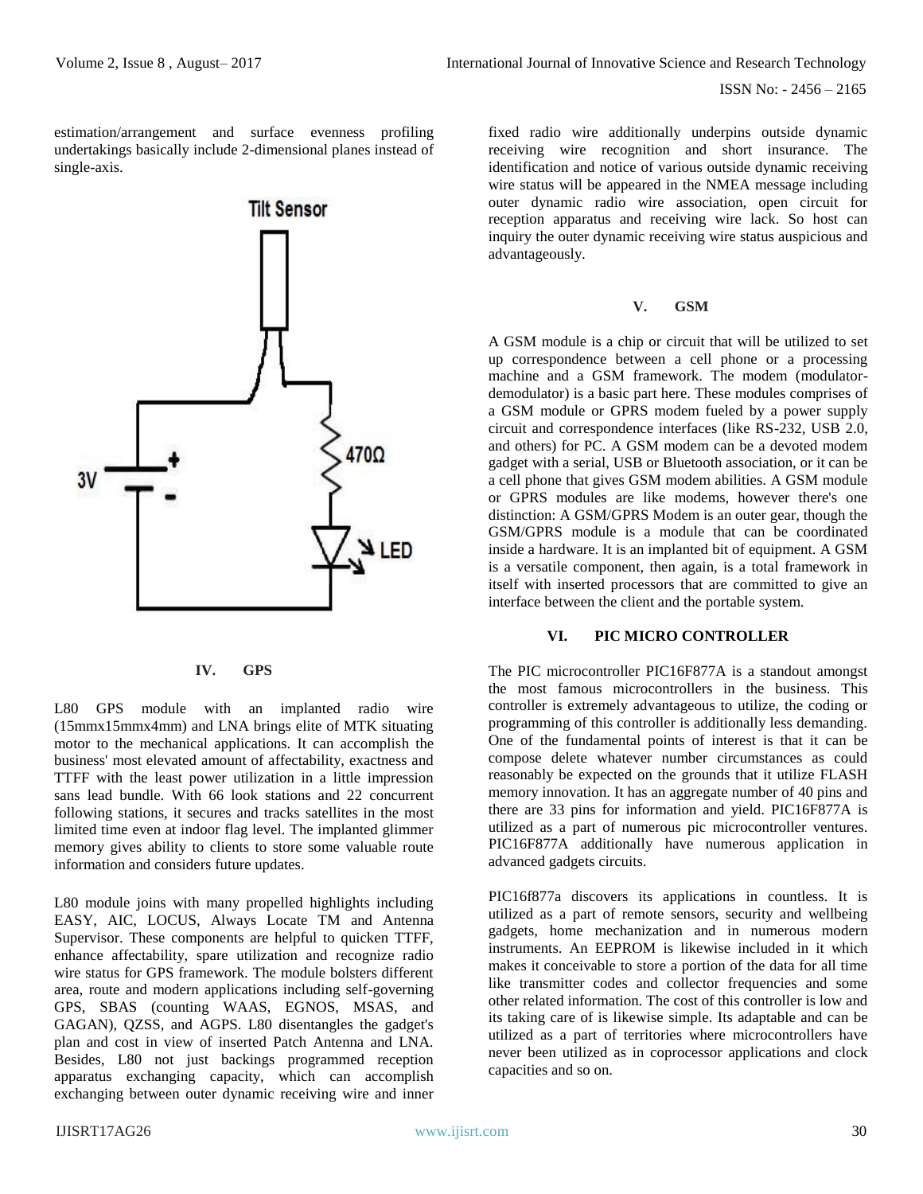estimation/arrangement and surface evenness profiling undertakings basically include 2-dimensional planes instead of single-axis.

## IV. GPS

L80 GPS module with an implanted radio wire (15mmx15mmx4mm) and LNA brings elite of MTK situating motor to the mechanical applications. It can accomplish the business' most elevated amount of affectability, exactness and TTFF with the least power utilization in a little impression sans lead bundle. With 66 look stations and 22 concurrent following stations, it secures and tracks satellites in the most limited time even at indoor flag level. The implanted glimmer memory gives ability to clients to store some valuable route information and considers future updates.

L80 module joins with many propelled highlights including EASY, AIC, LOCUS, Always Locate TM and Antenna Supervisor. These components are helpful to quicken TTFF, enhance affectability, spare utilization and recognize radio wire status for GPS framework. The module bolsters different area, route and modern applications including self-governing GPS, SBAS (counting WAAS, EGNOS, MSAS, and GAGAN), QZSS, and AGPS. L80 disentangles the gadget's plan and cost in view of inserted Patch Antenna and LNA. Besides, L80 not just backings programmed reception apparatus exchanging capacity, which can accomplish exchanging between outer dynamic receiving wire and inner fixed radio wire additionally underpins outside dynamic receiving wire recognition and short insurance. The identification and notice of various outside dynamic receiving wire status will be appeared in the NMEA message including outer dynamic radio wire association, open circuit for reception apparatus and receiving wire lack. So host can inquiry the outer dynamic receiving wire status auspicious and advantageously.

## V. GSM

A GSM module is a chip or circuit that will be utilized to set up correspondence between a cell phone or a processing machine and a GSM framework. The modem (modulator-demodulator) is a basic part here. These modules comprises of a GSM module or GPRS modem fueled by a power supply circuit and correspondence interfaces (like RS-232, USB 2.0, and others) for PC. A GSM modem can be a devoted modem gadget with a serial, USB or Bluetooth association, or it can be a cell phone that gives GSM modem abilities. A GSM module or GPRS modules are like modems, however there's one distinction: A GSM/GPRS Modem is an outer gear, though the GSM/GPRS module is a module that can be coordinated inside a hardware. It is an implanted bit of equipment. A GSM is a versatile component, then again, is a total framework in itself with inserted processors that are committed to give an interface between the client and the portable system.

## VI. PIC MICRO CONTROLLER

The PIC microcontroller PIC16F877A is a standout amongst the most famous microcontrollers in the business. This controller is extremely advantageous to utilize, the coding or programming of this controller is additionally less demanding. One of the fundamental points of interest is that it can be compose delete whatever number circumstances as could reasonably be expected on the grounds that it utilize FLASH memory innovation. It has an aggregate number of 40 pins and there are 33 pins for information and yield. PIC16F877A is utilized as a part of numerous pic microcontroller ventures. PIC16F877A additionally have numerous application in advanced gadgets circuits.

PIC16f877a discovers its applications in countless. It is utilized as a part of remote sensors, security and wellbeing gadgets, home mechanization and in numerous modern instruments. An EEPROM is likewise included in it which makes it conceivable to store a portion of the data for all time like transmitter codes and collector frequencies and some other related information. The cost of this controller is low and its taking care of is likewise simple. Its adaptable and can be utilized as a part of territories where microcontrollers have never been utilized as in coprocessor applications and clock capacities and so on.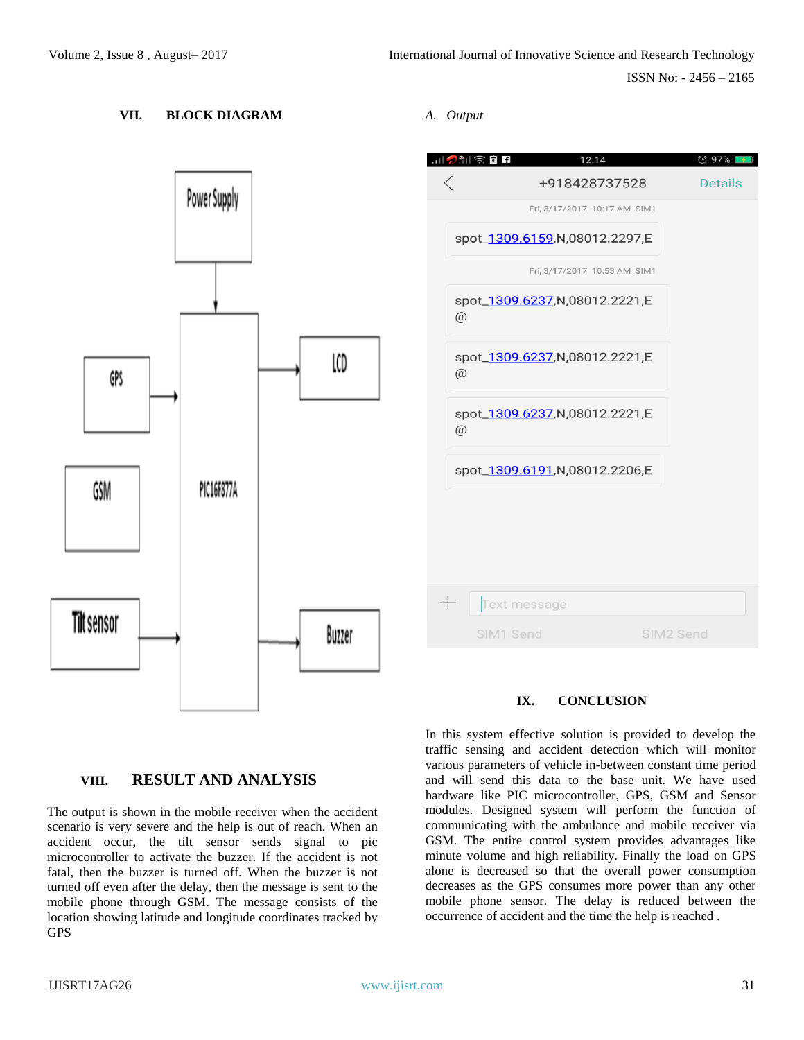## VII. BLOCK DIAGRAM

## VIII. RESULT AND ANALYSIS

The output is shown in the mobile receiver when the accident scenario is very severe and the help is out of reach. When an accident occur, the tilt sensor sends signal to pic microcontroller to activate the buzzer. If the accident is not fatal, then the buzzer is turned off. When the buzzer is not turned off even after the delay, then the message is sent to the mobile phone through GSM. The message consists of the location showing latitude and longitude coordinates tracked by GPS

### *A. Output*

## IX. CONCLUSION

In this system effective solution is provided to develop the traffic sensing and accident detection which will monitor various parameters of vehicle in-between constant time period and will send this data to the base unit. We have used hardware like PIC microcontroller, GPS, GSM and Sensor modules. Designed system will perform the function of communicating with the ambulance and mobile receiver via GSM. The entire control system provides advantages like minute volume and high reliability. Finally the load on GPS alone is decreased so that the overall power consumption decreases as the GPS consumes more power than any other mobile phone sensor. The delay is reduced between the occurrence of accident and the time the help is reached .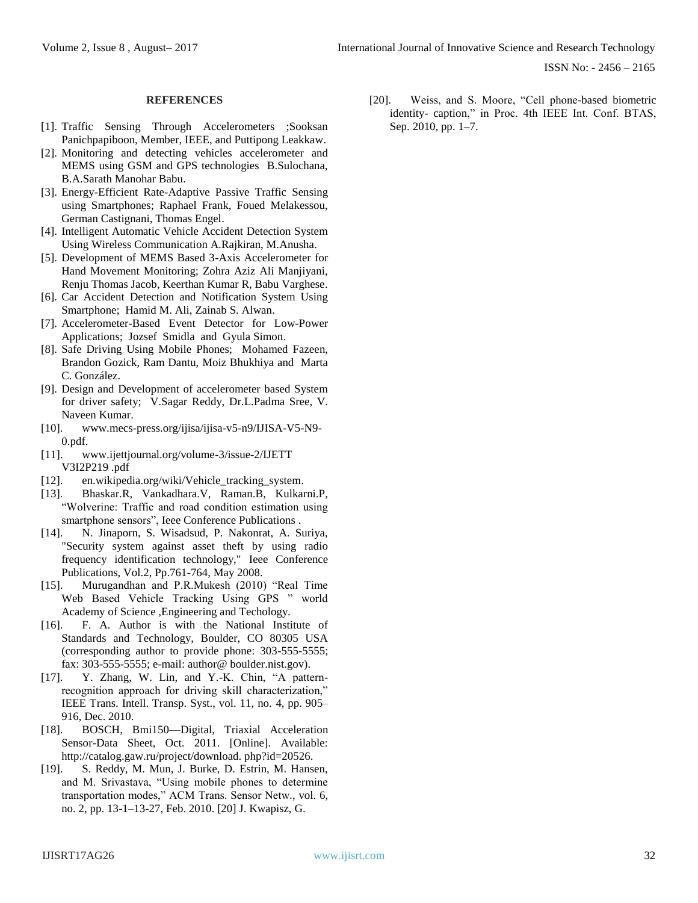## REFERENCES

[1]. Traffic Sensing Through Accelerometers ;Sooksan Panichpapiboon, Member, IEEE, and Puttipong Leakkaw.

[2]. Monitoring and detecting vehicles accelerometer and MEMS using GSM and GPS technologies B.Sulochana, B.A.Sarath Manohar Babu.

[3]. Energy-Efficient Rate-Adaptive Passive Traffic Sensing using Smartphones; Raphael Frank, Foued Melakessou, German Castignani, Thomas Engel.

[4]. Intelligent Automatic Vehicle Accident Detection System Using Wireless Communication A.Rajkiran, M.Anusha.

[5]. Development of MEMS Based 3-Axis Accelerometer for Hand Movement Monitoring; Zohra Aziz Ali Manjiyani, Renju Thomas Jacob, Keerthan Kumar R, Babu Varghese.

[6]. Car Accident Detection and Notification System Using Smartphone; Hamid M. Ali, Zainab S. Alwan.

[7]. Accelerometer-Based Event Detector for Low-Power Applications; Jozsef Smidla and Gyula Simon.

[8]. Safe Driving Using Mobile Phones; Mohamed Fazeen, Brandon Gozick, Ram Dantu, Moiz Bhukhiya and Marta C. González.

[9]. Design and Development of accelerometer based System for driver safety; V.Sagar Reddy, Dr.L.Padma Sree, V. Naveen Kumar.

[10]. www.mecs-press.org/ijisa/ijisa-v5-n9/IJISA-V5-N9-0.pdf.

[11]. www.ijettjournal.org/volume-3/issue-2/IJETT V3I2P219 .pdf

[12]. en.wikipedia.org/wiki/Vehicle_tracking_system.

[13]. Bhaskar.R, Vankadhara.V, Raman.B, Kulkarni.P, “Wolverine: Traffic and road condition estimation using smartphone sensors”, Ieee Conference Publications .

[14]. N. Jinaporn, S. Wisadsud, P. Nakonrat, A. Suriya, "Security system against asset theft by using radio frequency identification technology," Ieee Conference Publications, Vol.2, Pp.761-764, May 2008.

[15]. Murugandhan and P.R.Mukesh (2010) “Real Time Web Based Vehicle Tracking Using GPS ” world Academy of Science ,Engineering and Techology.

[16]. F. A. Author is with the National Institute of Standards and Technology, Boulder, CO 80305 USA (corresponding author to provide phone: 303-555-5555; fax: 303-555-5555; e-mail: author@ boulder.nist.gov).

[17]. Y. Zhang, W. Lin, and Y.-K. Chin, “A pattern-recognition approach for driving skill characterization,” IEEE Trans. Intell. Transp. Syst., vol. 11, no. 4, pp. 905–916, Dec. 2010.

[18]. BOSCH, Bmi150—Digital, Triaxial Acceleration Sensor-Data Sheet, Oct. 2011. [Online]. Available: http://catalog.gaw.ru/project/download. php?id=20526.

[19]. S. Reddy, M. Mun, J. Burke, D. Estrin, M. Hansen, and M. Srivastava, “Using mobile phones to determine transportation modes,” ACM Trans. Sensor Netw., vol. 6, no. 2, pp. 13-1–13-27, Feb. 2010. [20] J. Kwapisz, G.

[20]. Weiss, and S. Moore, “Cell phone-based biometric identity- caption,” in Proc. 4th IEEE Int. Conf. BTAS, Sep. 2010, pp. 1–7.